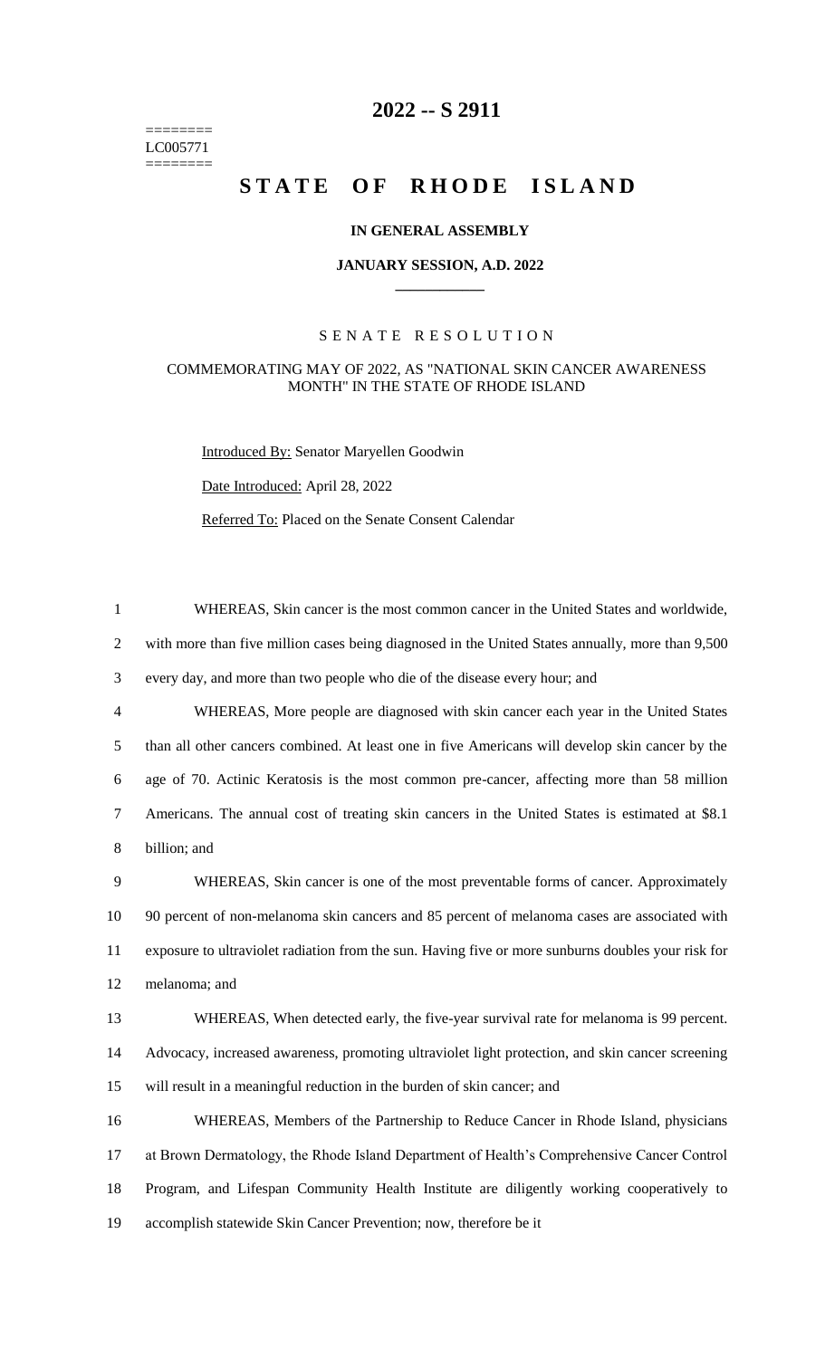========
LC005771
========

# 2022 -- S 2911

# STATE OF RHODE ISLAND

### IN GENERAL ASSEMBLY

### JANUARY SESSION, A.D. 2022

## SENATE RESOLUTION

### COMMEMORATING MAY OF 2022, AS "NATIONAL SKIN CANCER AWARENESS MONTH" IN THE STATE OF RHODE ISLAND

Introduced By: Senator Maryellen Goodwin

Date Introduced: April 28, 2022

Referred To: Placed on the Senate Consent Calendar

1 WHEREAS, Skin cancer is the most common cancer in the United States and worldwide,
2 with more than five million cases being diagnosed in the United States annually, more than 9,500
3 every day, and more than two people who die of the disease every hour; and
4 WHEREAS, More people are diagnosed with skin cancer each year in the United States
5 than all other cancers combined. At least one in five Americans will develop skin cancer by the
6 age of 70. Actinic Keratosis is the most common pre-cancer, affecting more than 58 million
7 Americans. The annual cost of treating skin cancers in the United States is estimated at \$8.1
8 billion; and
9 WHEREAS, Skin cancer is one of the most preventable forms of cancer. Approximately
10 90 percent of non-melanoma skin cancers and 85 percent of melanoma cases are associated with
11 exposure to ultraviolet radiation from the sun. Having five or more sunburns doubles your risk for
12 melanoma; and
13 WHEREAS, When detected early, the five-year survival rate for melanoma is 99 percent.
14 Advocacy, increased awareness, promoting ultraviolet light protection, and skin cancer screening
15 will result in a meaningful reduction in the burden of skin cancer; and
16 WHEREAS, Members of the Partnership to Reduce Cancer in Rhode Island, physicians
17 at Brown Dermatology, the Rhode Island Department of Health's Comprehensive Cancer Control
18 Program, and Lifespan Community Health Institute are diligently working cooperatively to
19 accomplish statewide Skin Cancer Prevention; now, therefore be it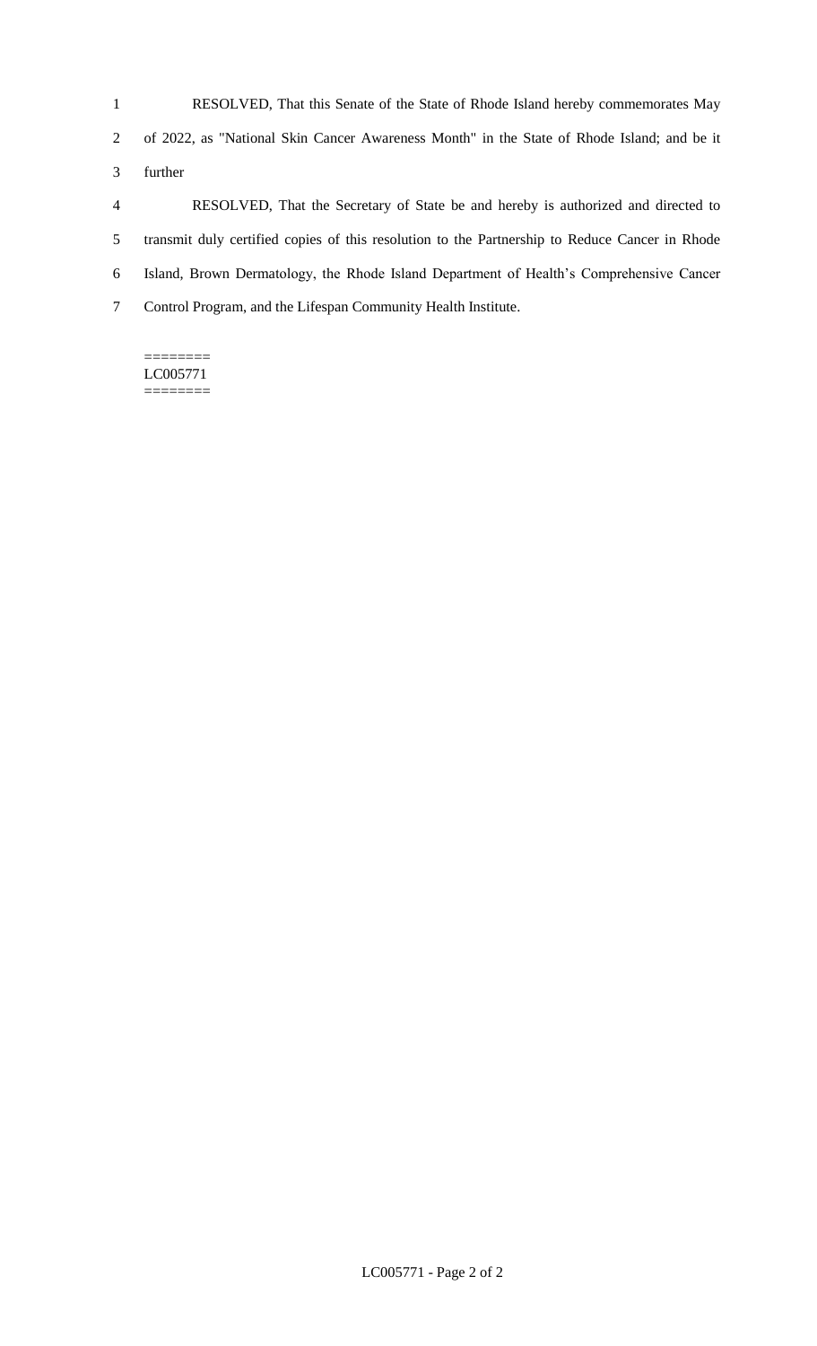RESOLVED, That this Senate of the State of Rhode Island hereby commemorates May of 2022, as "National Skin Cancer Awareness Month" in the State of Rhode Island; and be it further

RESOLVED, That the Secretary of State be and hereby is authorized and directed to transmit duly certified copies of this resolution to the Partnership to Reduce Cancer in Rhode Island, Brown Dermatology, the Rhode Island Department of Health's Comprehensive Cancer Control Program, and the Lifespan Community Health Institute.

========
LC005771
========